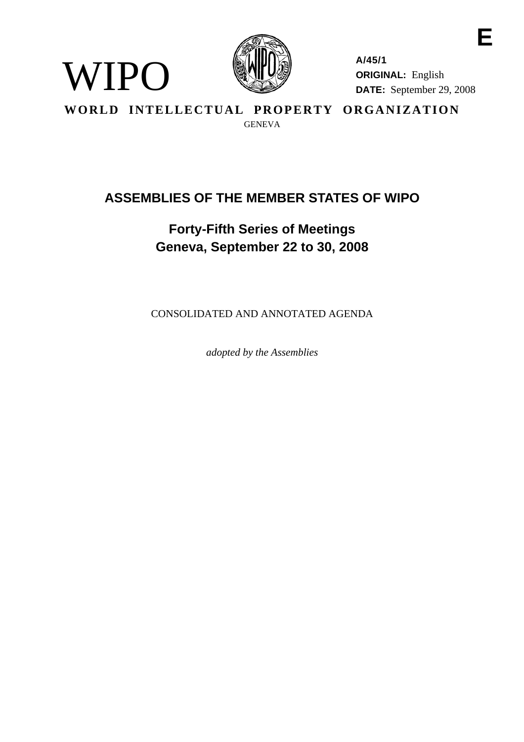E

WIPO

**A/45/1**
**ORIGINAL:** English
**DATE:** September 29, 2008

**WORLD INTELLECTUAL PROPERTY ORGANIZATION**
GENEVA

# ASSEMBLIES OF THE MEMBER STATES OF WIPO

## Forty-Fifth Series of Meetings
## Geneva, September 22 to 30, 2008

CONSOLIDATED AND ANNOTATED AGENDA

*adopted by the Assemblies*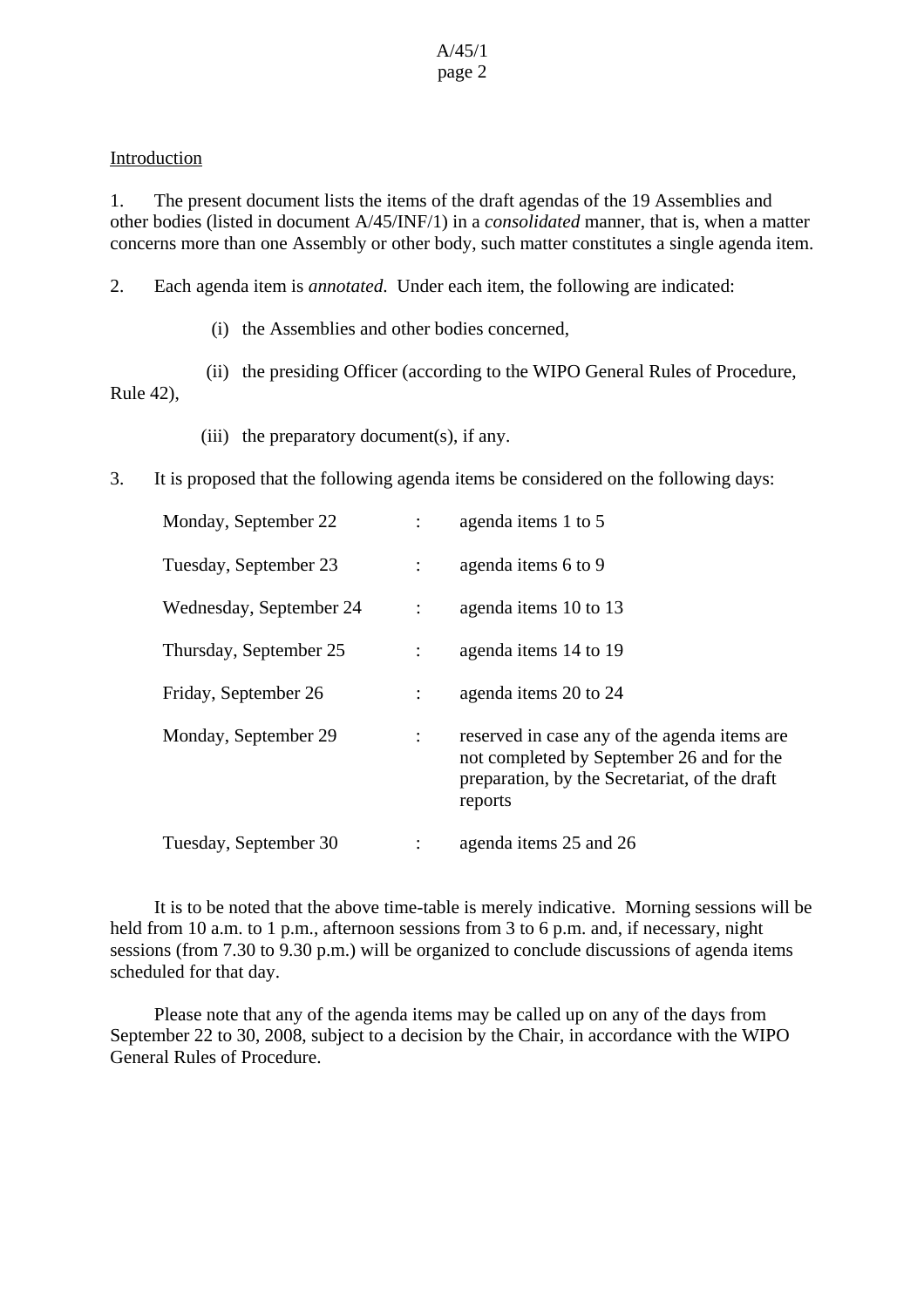Introduction

1. The present document lists the items of the draft agendas of the 19 Assemblies and other bodies (listed in document A/45/INF/1) in a *consolidated* manner, that is, when a matter concerns more than one Assembly or other body, such matter constitutes a single agenda item.

2. Each agenda item is *annotated*. Under each item, the following are indicated:

(i) the Assemblies and other bodies concerned,

(ii) the presiding Officer (according to the WIPO General Rules of Procedure, Rule 42),

(iii) the preparatory document(s), if any.

3. It is proposed that the following agenda items be considered on the following days:

| | | |
|---|---|---|
| Monday, September 22 | : | agenda items 1 to 5 |
| Tuesday, September 23 | : | agenda items 6 to 9 |
| Wednesday, September 24 | : | agenda items 10 to 13 |
| Thursday, September 25 | : | agenda items 14 to 19 |
| Friday, September 26 | : | agenda items 20 to 24 |
| Monday, September 29 | : | reserved in case any of the agenda items are not completed by September 26 and for the preparation, by the Secretariat, of the draft reports |
| Tuesday, September 30 | : | agenda items 25 and 26 |

It is to be noted that the above time-table is merely indicative. Morning sessions will be held from 10 a.m. to 1 p.m., afternoon sessions from 3 to 6 p.m. and, if necessary, night sessions (from 7.30 to 9.30 p.m.) will be organized to conclude discussions of agenda items scheduled for that day.

Please note that any of the agenda items may be called up on any of the days from September 22 to 30, 2008, subject to a decision by the Chair, in accordance with the WIPO General Rules of Procedure.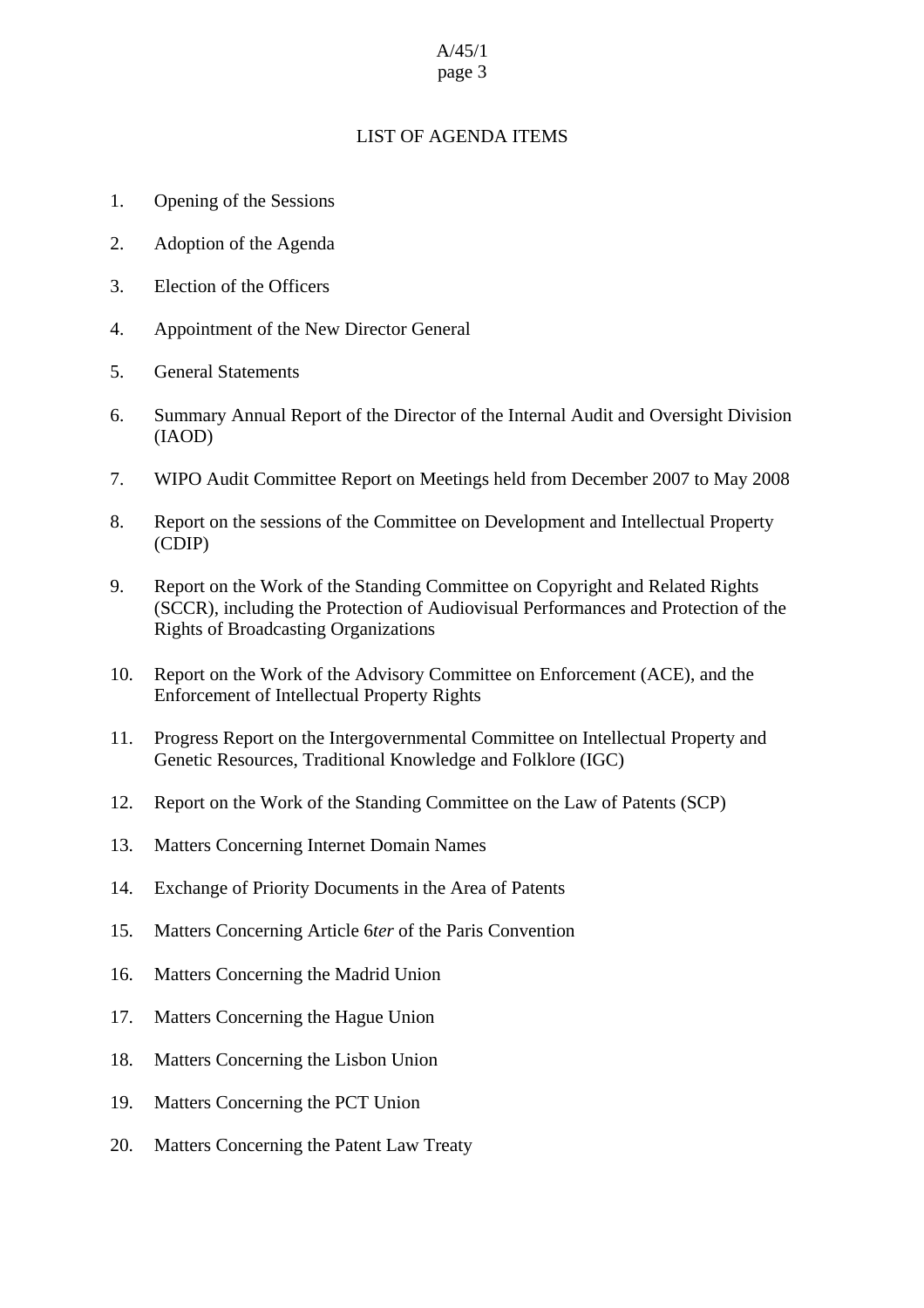# LIST OF AGENDA ITEMS

1. Opening of the Sessions

2. Adoption of the Agenda

3. Election of the Officers

4. Appointment of the New Director General

5. General Statements

6. Summary Annual Report of the Director of the Internal Audit and Oversight Division (IAOD)

7. WIPO Audit Committee Report on Meetings held from December 2007 to May 2008

8. Report on the sessions of the Committee on Development and Intellectual Property (CDIP)

9. Report on the Work of the Standing Committee on Copyright and Related Rights (SCCR), including the Protection of Audiovisual Performances and Protection of the Rights of Broadcasting Organizations

10. Report on the Work of the Advisory Committee on Enforcement (ACE), and the Enforcement of Intellectual Property Rights

11. Progress Report on the Intergovernmental Committee on Intellectual Property and Genetic Resources, Traditional Knowledge and Folklore (IGC)

12. Report on the Work of the Standing Committee on the Law of Patents (SCP)

13. Matters Concerning Internet Domain Names

14. Exchange of Priority Documents in the Area of Patents

15. Matters Concerning Article 6*ter* of the Paris Convention

16. Matters Concerning the Madrid Union

17. Matters Concerning the Hague Union

18. Matters Concerning the Lisbon Union

19. Matters Concerning the PCT Union

20. Matters Concerning the Patent Law Treaty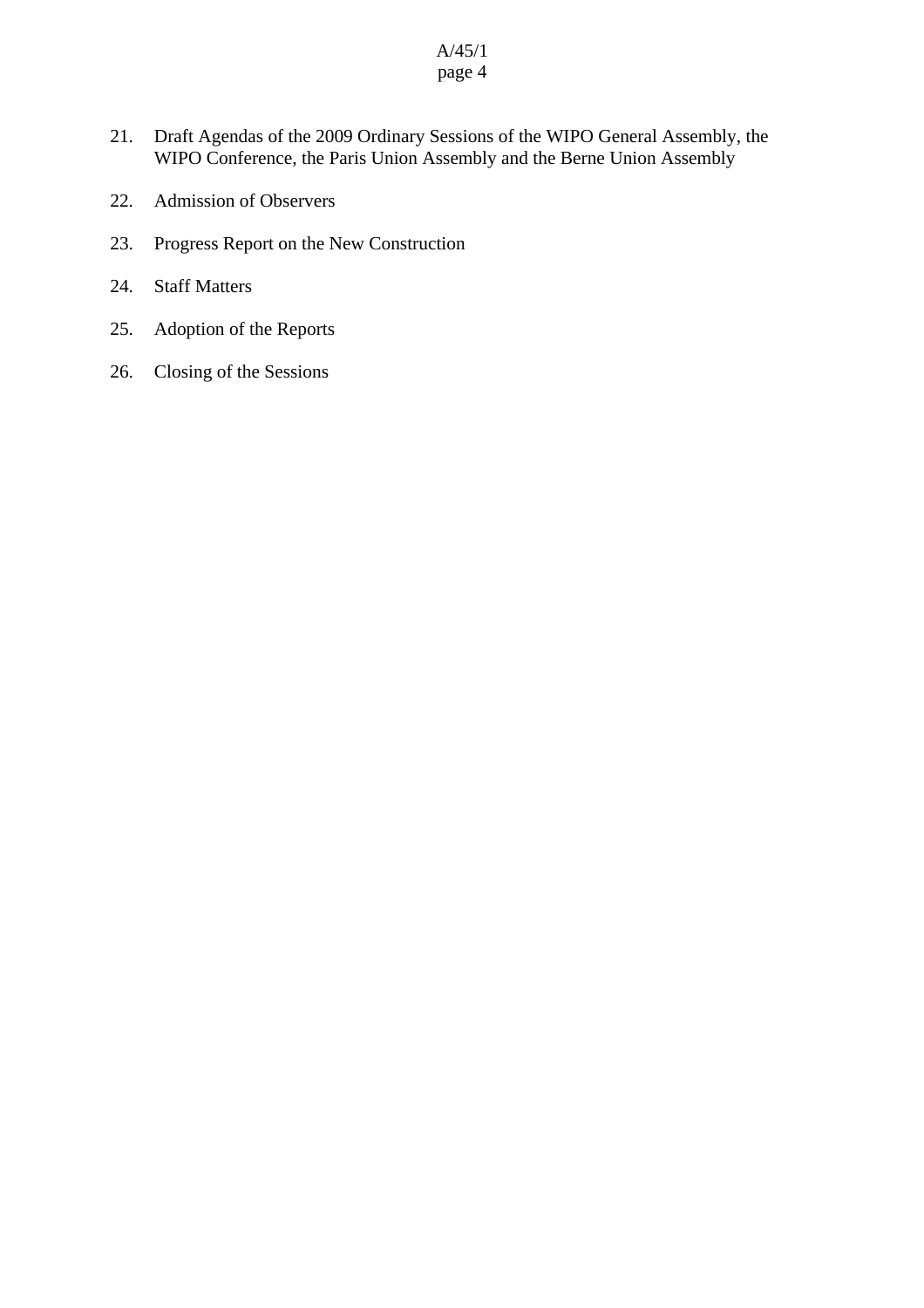21. Draft Agendas of the 2009 Ordinary Sessions of the WIPO General Assembly, the WIPO Conference, the Paris Union Assembly and the Berne Union Assembly

22. Admission of Observers

23. Progress Report on the New Construction

24. Staff Matters

25. Adoption of the Reports

26. Closing of the Sessions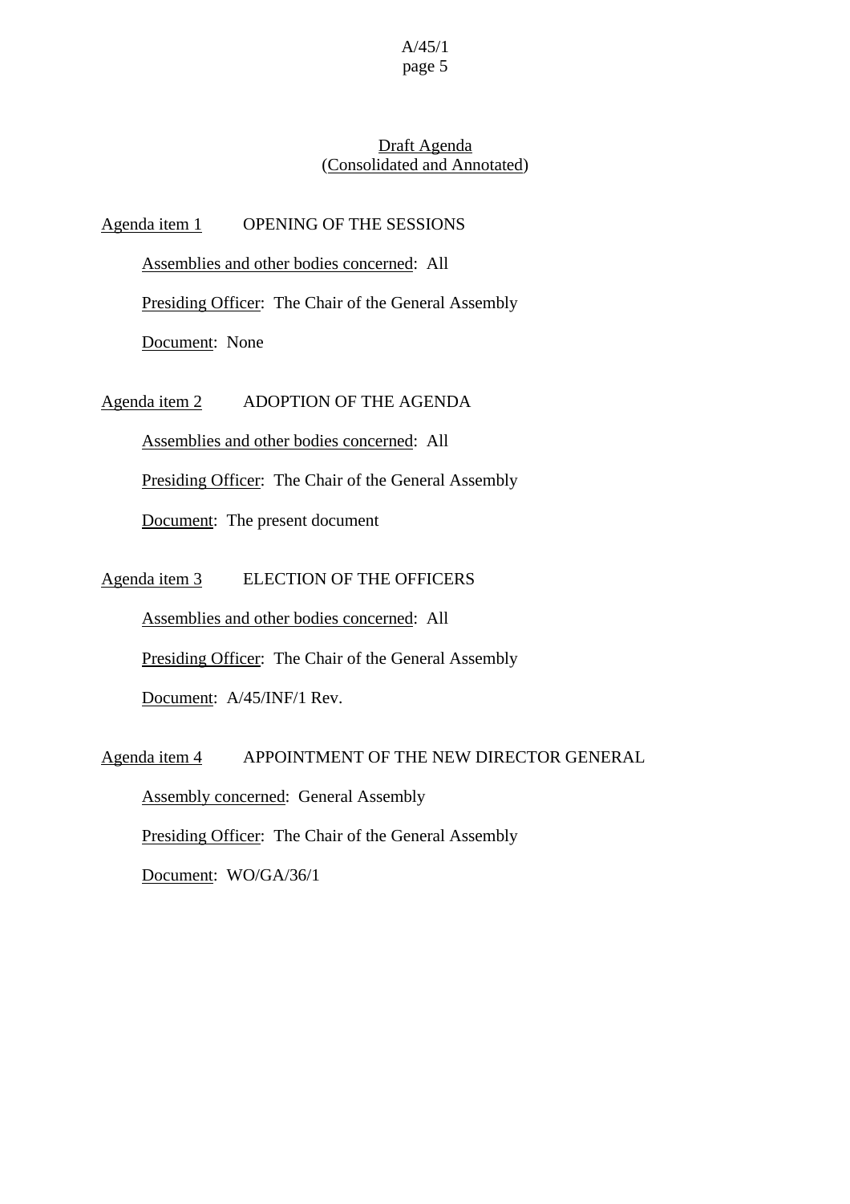## Draft Agenda
## (Consolidated and Annotated)

Agenda item 1 OPENING OF THE SESSIONS

Assemblies and other bodies concerned: All

Presiding Officer: The Chair of the General Assembly

Document: None

Agenda item 2 ADOPTION OF THE AGENDA

Assemblies and other bodies concerned: All

Presiding Officer: The Chair of the General Assembly

Document: The present document

Agenda item 3 ELECTION OF THE OFFICERS

Assemblies and other bodies concerned: All

Presiding Officer: The Chair of the General Assembly

Document: A/45/INF/1 Rev.

Agenda item 4 APPOINTMENT OF THE NEW DIRECTOR GENERAL

Assembly concerned: General Assembly

Presiding Officer: The Chair of the General Assembly

Document: WO/GA/36/1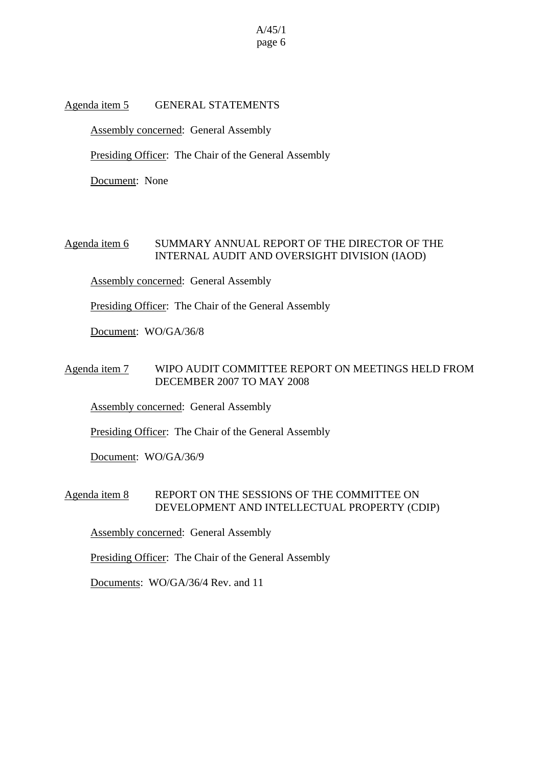Agenda item 5 GENERAL STATEMENTS

Assembly concerned: General Assembly

Presiding Officer: The Chair of the General Assembly

Document: None

Agenda item 6 SUMMARY ANNUAL REPORT OF THE DIRECTOR OF THE INTERNAL AUDIT AND OVERSIGHT DIVISION (IAOD)

Assembly concerned: General Assembly

Presiding Officer: The Chair of the General Assembly

Document: WO/GA/36/8

Agenda item 7 WIPO AUDIT COMMITTEE REPORT ON MEETINGS HELD FROM DECEMBER 2007 TO MAY 2008

Assembly concerned: General Assembly

Presiding Officer: The Chair of the General Assembly

Document: WO/GA/36/9

Agenda item 8 REPORT ON THE SESSIONS OF THE COMMITTEE ON DEVELOPMENT AND INTELLECTUAL PROPERTY (CDIP)

Assembly concerned: General Assembly

Presiding Officer: The Chair of the General Assembly

Documents: WO/GA/36/4 Rev. and 11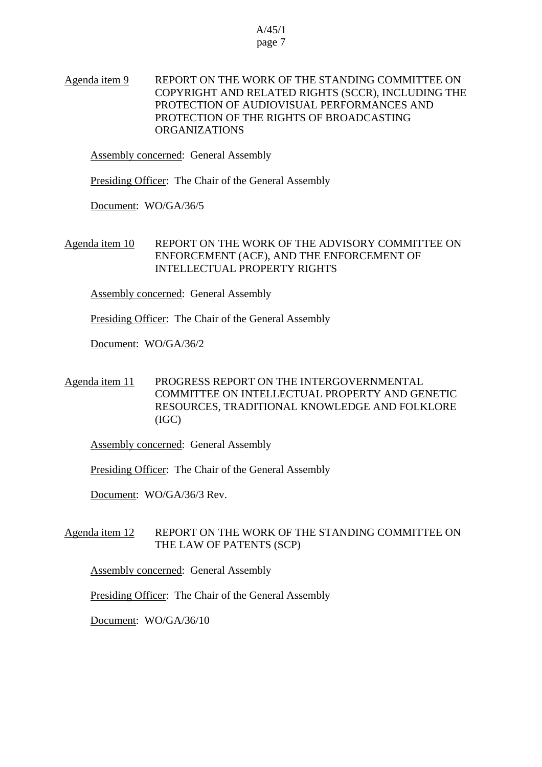Agenda item 9 REPORT ON THE WORK OF THE STANDING COMMITTEE ON COPYRIGHT AND RELATED RIGHTS (SCCR), INCLUDING THE PROTECTION OF AUDIOVISUAL PERFORMANCES AND PROTECTION OF THE RIGHTS OF BROADCASTING ORGANIZATIONS

Assembly concerned: General Assembly

Presiding Officer: The Chair of the General Assembly

Document: WO/GA/36/5

Agenda item 10 REPORT ON THE WORK OF THE ADVISORY COMMITTEE ON ENFORCEMENT (ACE), AND THE ENFORCEMENT OF INTELLECTUAL PROPERTY RIGHTS

Assembly concerned: General Assembly

Presiding Officer: The Chair of the General Assembly

Document: WO/GA/36/2

Agenda item 11 PROGRESS REPORT ON THE INTERGOVERNMENTAL COMMITTEE ON INTELLECTUAL PROPERTY AND GENETIC RESOURCES, TRADITIONAL KNOWLEDGE AND FOLKLORE (IGC)

Assembly concerned: General Assembly

Presiding Officer: The Chair of the General Assembly

Document: WO/GA/36/3 Rev.

Agenda item 12 REPORT ON THE WORK OF THE STANDING COMMITTEE ON THE LAW OF PATENTS (SCP)

Assembly concerned: General Assembly

Presiding Officer: The Chair of the General Assembly

Document: WO/GA/36/10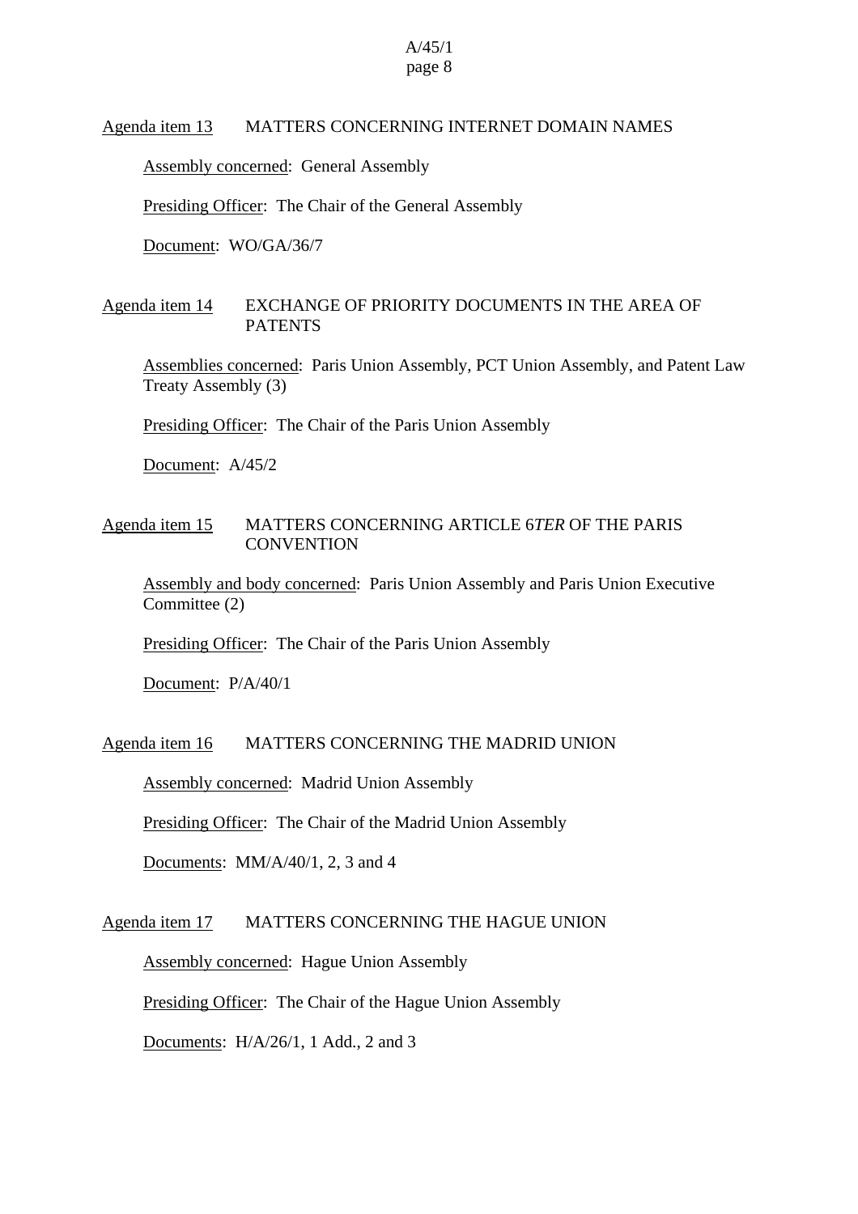Agenda item 13 MATTERS CONCERNING INTERNET DOMAIN NAMES

Assembly concerned: General Assembly

Presiding Officer: The Chair of the General Assembly

Document: WO/GA/36/7

Agenda item 14 EXCHANGE OF PRIORITY DOCUMENTS IN THE AREA OF PATENTS

Assemblies concerned: Paris Union Assembly, PCT Union Assembly, and Patent Law Treaty Assembly (3)

Presiding Officer: The Chair of the Paris Union Assembly

Document: A/45/2

Agenda item 15 MATTERS CONCERNING ARTICLE 6*TER* OF THE PARIS CONVENTION

Assembly and body concerned: Paris Union Assembly and Paris Union Executive Committee (2)

Presiding Officer: The Chair of the Paris Union Assembly

Document: P/A/40/1

Agenda item 16 MATTERS CONCERNING THE MADRID UNION

Assembly concerned: Madrid Union Assembly

Presiding Officer: The Chair of the Madrid Union Assembly

Documents: MM/A/40/1, 2, 3 and 4

Agenda item 17 MATTERS CONCERNING THE HAGUE UNION

Assembly concerned: Hague Union Assembly

Presiding Officer: The Chair of the Hague Union Assembly

Documents: H/A/26/1, 1 Add., 2 and 3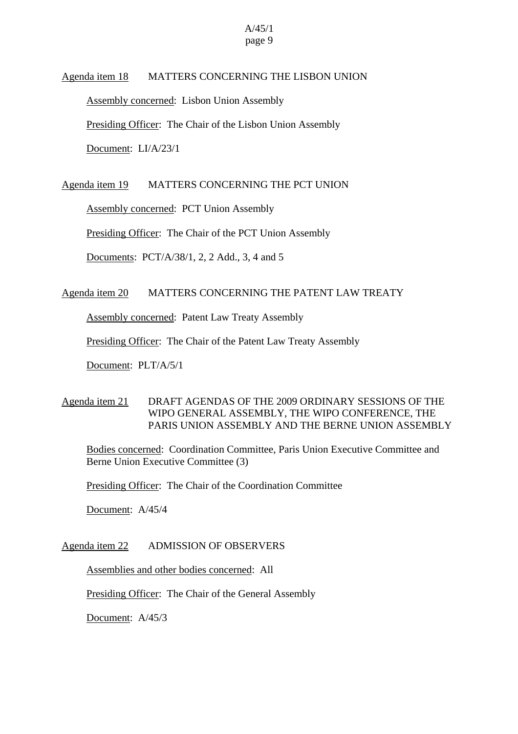Agenda item 18 MATTERS CONCERNING THE LISBON UNION

Assembly concerned: Lisbon Union Assembly

Presiding Officer: The Chair of the Lisbon Union Assembly

Document: LI/A/23/1

Agenda item 19 MATTERS CONCERNING THE PCT UNION

Assembly concerned: PCT Union Assembly

Presiding Officer: The Chair of the PCT Union Assembly

Documents: PCT/A/38/1, 2, 2 Add., 3, 4 and 5

Agenda item 20 MATTERS CONCERNING THE PATENT LAW TREATY

Assembly concerned: Patent Law Treaty Assembly

Presiding Officer: The Chair of the Patent Law Treaty Assembly

Document: PLT/A/5/1

Agenda item 21 DRAFT AGENDAS OF THE 2009 ORDINARY SESSIONS OF THE WIPO GENERAL ASSEMBLY, THE WIPO CONFERENCE, THE PARIS UNION ASSEMBLY AND THE BERNE UNION ASSEMBLY

Bodies concerned: Coordination Committee, Paris Union Executive Committee and Berne Union Executive Committee (3)

Presiding Officer: The Chair of the Coordination Committee

Document: A/45/4

Agenda item 22 ADMISSION OF OBSERVERS

Assemblies and other bodies concerned: All

Presiding Officer: The Chair of the General Assembly

Document: A/45/3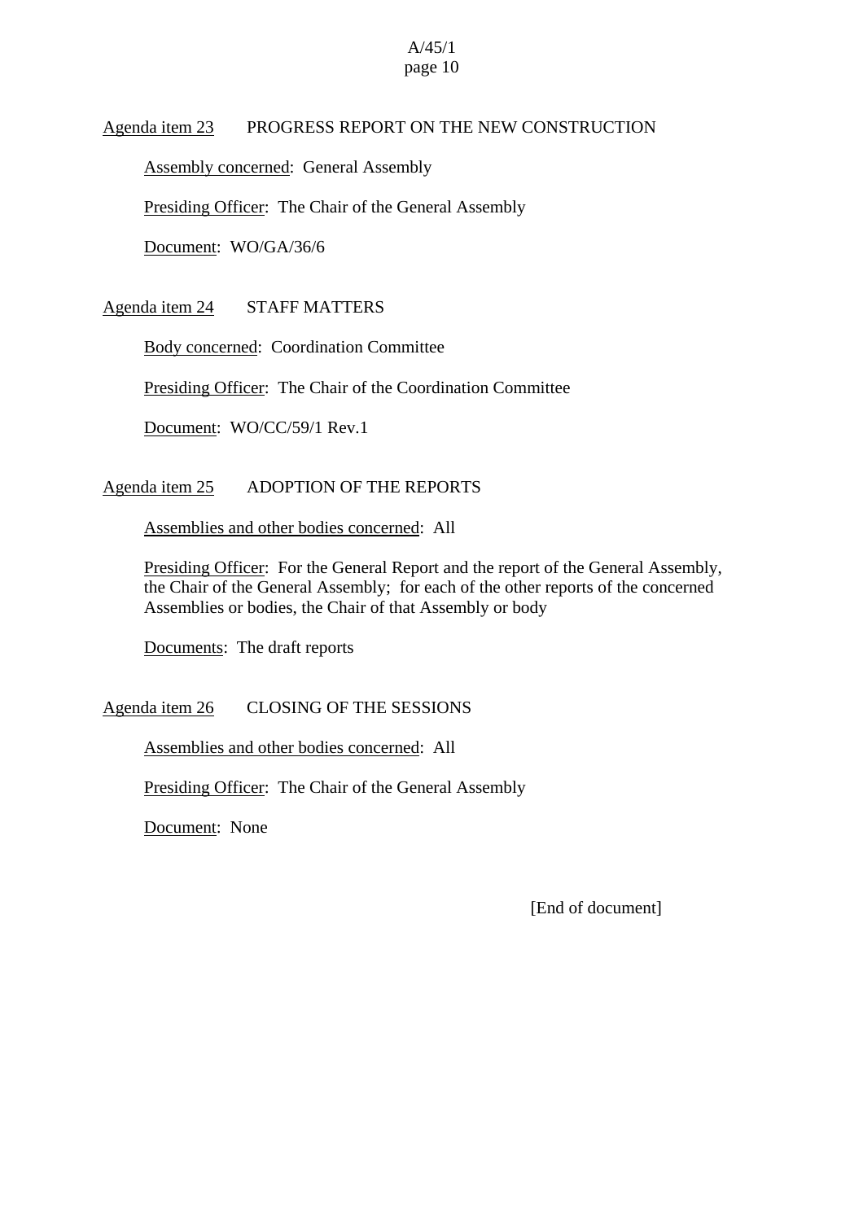Agenda item 23 PROGRESS REPORT ON THE NEW CONSTRUCTION

Assembly concerned: General Assembly

Presiding Officer: The Chair of the General Assembly

Document: WO/GA/36/6

Agenda item 24 STAFF MATTERS

Body concerned: Coordination Committee

Presiding Officer: The Chair of the Coordination Committee

Document: WO/CC/59/1 Rev.1

Agenda item 25 ADOPTION OF THE REPORTS

Assemblies and other bodies concerned: All

Presiding Officer: For the General Report and the report of the General Assembly, the Chair of the General Assembly; for each of the other reports of the concerned Assemblies or bodies, the Chair of that Assembly or body

Documents: The draft reports

Agenda item 26 CLOSING OF THE SESSIONS

Assemblies and other bodies concerned: All

Presiding Officer: The Chair of the General Assembly

Document: None

[End of document]